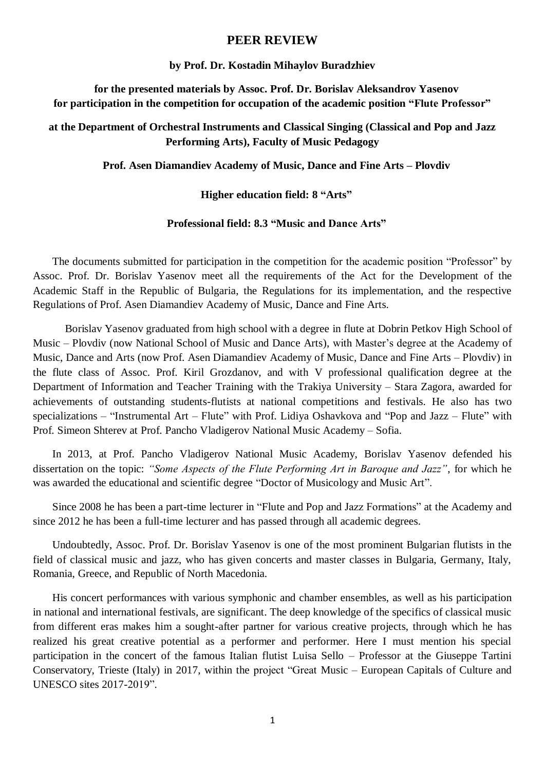# PEER REVIEW

**by Prof. Dr. Kostadin Mihaylov Buradzhiev**

**for the presented materials by Assoc. Prof. Dr. Borislav Aleksandrov Yasenov for participation in the competition for occupation of the academic position "Flute Professor"**

**at the Department of Orchestral Instruments and Classical Singing (Classical and Pop and Jazz Performing Arts), Faculty of Music Pedagogy**

**Prof. Asen Diamandiev Academy of Music, Dance and Fine Arts – Plovdiv**

**Higher education field: 8 "Arts"**

**Professional field: 8.3 "Music and Dance Arts"**

The documents submitted for participation in the competition for the academic position "Professor" by Assoc. Prof. Dr. Borislav Yasenov meet all the requirements of the Act for the Development of the Academic Staff in the Republic of Bulgaria, the Regulations for its implementation, and the respective Regulations of Prof. Asen Diamandiev Academy of Music, Dance and Fine Arts.

Borislav Yasenov graduated from high school with a degree in flute at Dobrin Petkov High School of Music – Plovdiv (now National School of Music and Dance Arts), with Master's degree at the Academy of Music, Dance and Arts (now Prof. Asen Diamandiev Academy of Music, Dance and Fine Arts – Plovdiv) in the flute class of Assoc. Prof. Kiril Grozdanov, and with V professional qualification degree at the Department of Information and Teacher Training with the Trakiya University – Stara Zagora, awarded for achievements of outstanding students-flutists at national competitions and festivals. He also has two specializations – "Instrumental Art – Flute" with Prof. Lidiya Oshavkova and "Pop and Jazz – Flute" with Prof. Simeon Shterev at Prof. Pancho Vladigerov National Music Academy – Sofia.

In 2013, at Prof. Pancho Vladigerov National Music Academy, Borislav Yasenov defended his dissertation on the topic: *"Some Aspects of the Flute Performing Art in Baroque and Jazz"*, for which he was awarded the educational and scientific degree "Doctor of Musicology and Music Art".

Since 2008 he has been a part-time lecturer in "Flute and Pop and Jazz Formations" at the Academy and since 2012 he has been a full-time lecturer and has passed through all academic degrees.

Undoubtedly, Assoc. Prof. Dr. Borislav Yasenov is one of the most prominent Bulgarian flutists in the field of classical music and jazz, who has given concerts and master classes in Bulgaria, Germany, Italy, Romania, Greece, and Republic of North Macedonia.

His concert performances with various symphonic and chamber ensembles, as well as his participation in national and international festivals, are significant. The deep knowledge of the specifics of classical music from different eras makes him a sought-after partner for various creative projects, through which he has realized his great creative potential as a performer and performer. Here I must mention his special participation in the concert of the famous Italian flutist Luisa Sello – Professor at the Giuseppe Tartini Conservatory, Trieste (Italy) in 2017, within the project "Great Music – European Capitals of Culture and UNESCO sites 2017-2019".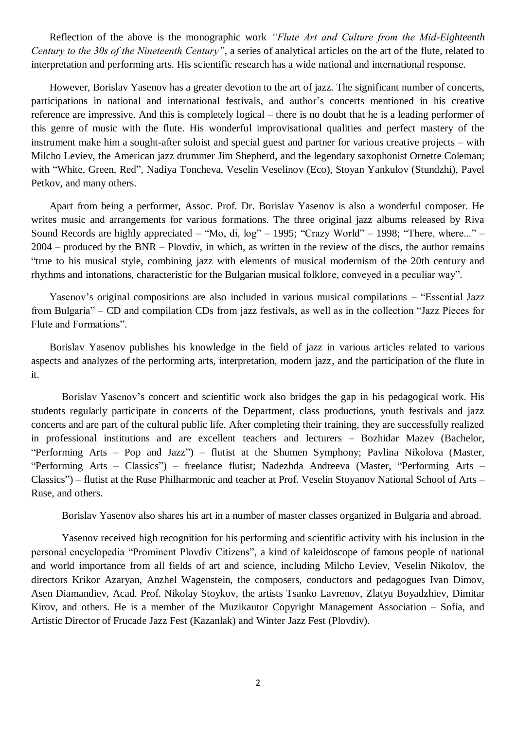Reflection of the above is the monographic work *"Flute Art and Culture from the Mid-Eighteenth Century to the 30s of the Nineteenth Century"*, a series of analytical articles on the art of the flute, related to interpretation and performing arts. His scientific research has a wide national and international response.

However, Borislav Yasenov has a greater devotion to the art of jazz. The significant number of concerts, participations in national and international festivals, and author's concerts mentioned in his creative reference are impressive. And this is completely logical – there is no doubt that he is a leading performer of this genre of music with the flute. His wonderful improvisational qualities and perfect mastery of the instrument make him a sought-after soloist and special guest and partner for various creative projects – with Milcho Leviev, the American jazz drummer Jim Shepherd, and the legendary saxophonist Ornette Coleman; with "White, Green, Red", Nadiya Toncheva, Veselin Veselinov (Eco), Stoyan Yankulov (Stundzhi), Pavel Petkov, and many others.

Apart from being a performer, Assoc. Prof. Dr. Borislav Yasenov is also a wonderful composer. He writes music and arrangements for various formations. The three original jazz albums released by Riva Sound Records are highly appreciated – "Mo, di, log" – 1995; "Crazy World" – 1998; "There, where..." – 2004 – produced by the BNR – Plovdiv, in which, as written in the review of the discs, the author remains "true to his musical style, combining jazz with elements of musical modernism of the 20th century and rhythms and intonations, characteristic for the Bulgarian musical folklore, conveyed in a peculiar way".

Yasenov's original compositions are also included in various musical compilations – "Essential Jazz from Bulgaria" – CD and compilation CDs from jazz festivals, as well as in the collection "Jazz Pieces for Flute and Formations".

Borislav Yasenov publishes his knowledge in the field of jazz in various articles related to various aspects and analyzes of the performing arts, interpretation, modern jazz, and the participation of the flute in it.

Borislav Yasenov's concert and scientific work also bridges the gap in his pedagogical work. His students regularly participate in concerts of the Department, class productions, youth festivals and jazz concerts and are part of the cultural public life. After completing their training, they are successfully realized in professional institutions and are excellent teachers and lecturers – Bozhidar Mazev (Bachelor, "Performing Arts – Pop and Jazz") – flutist at the Shumen Symphony; Pavlina Nikolova (Master, "Performing Arts – Classics") – freelance flutist; Nadezhda Andreeva (Master, "Performing Arts – Classics") – flutist at the Ruse Philharmonic and teacher at Prof. Veselin Stoyanov National School of Arts – Ruse, and others.

Borislav Yasenov also shares his art in a number of master classes organized in Bulgaria and abroad.

Yasenov received high recognition for his performing and scientific activity with his inclusion in the personal encyclopedia "Prominent Plovdiv Citizens", a kind of kaleidoscope of famous people of national and world importance from all fields of art and science, including Milcho Leviev, Veselin Nikolov, the directors Krikor Azaryan, Anzhel Wagenstein, the composers, conductors and pedagogues Ivan Dimov, Asen Diamandiev, Acad. Prof. Nikolay Stoykov, the artists Tsanko Lavrenov, Zlatyu Boyadzhiev, Dimitar Kirov, and others. He is a member of the Muzikautor Copyright Management Association – Sofia, and Artistic Director of Frucade Jazz Fest (Kazanlak) and Winter Jazz Fest (Plovdiv).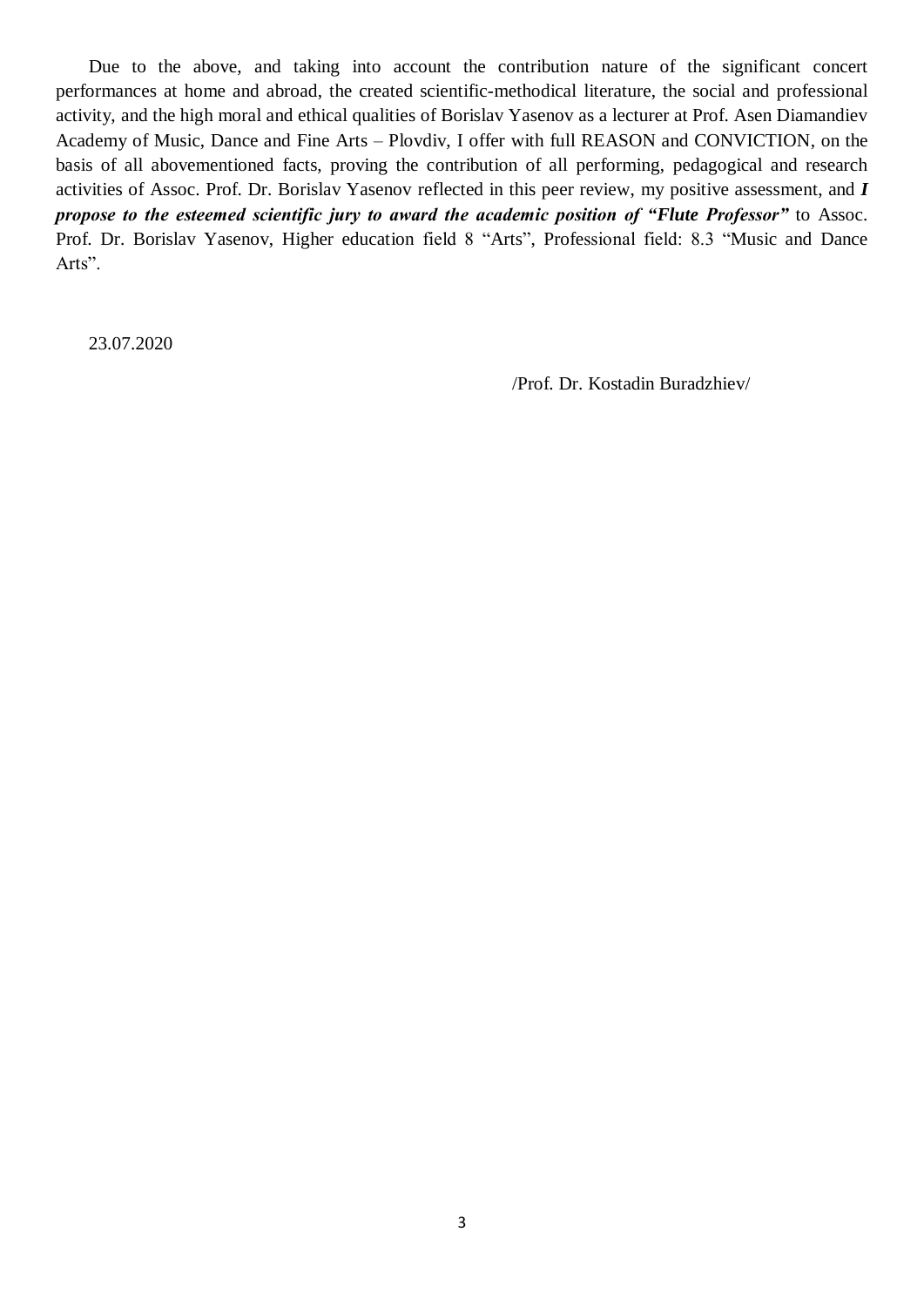Due to the above, and taking into account the contribution nature of the significant concert performances at home and abroad, the created scientific-methodical literature, the social and professional activity, and the high moral and ethical qualities of Borislav Yasenov as a lecturer at Prof. Asen Diamandiev Academy of Music, Dance and Fine Arts – Plovdiv, I offer with full REASON and CONVICTION, on the basis of all abovementioned facts, proving the contribution of all performing, pedagogical and research activities of Assoc. Prof. Dr. Borislav Yasenov reflected in this peer review, my positive assessment, and ***I propose to the esteemed scientific jury to award the academic position of "Flute Professor"*** to Assoc. Prof. Dr. Borislav Yasenov, Higher education field 8 "Arts", Professional field: 8.3 "Music and Dance Arts".

23.07.2020

/Prof. Dr. Kostadin Buradzhiev/